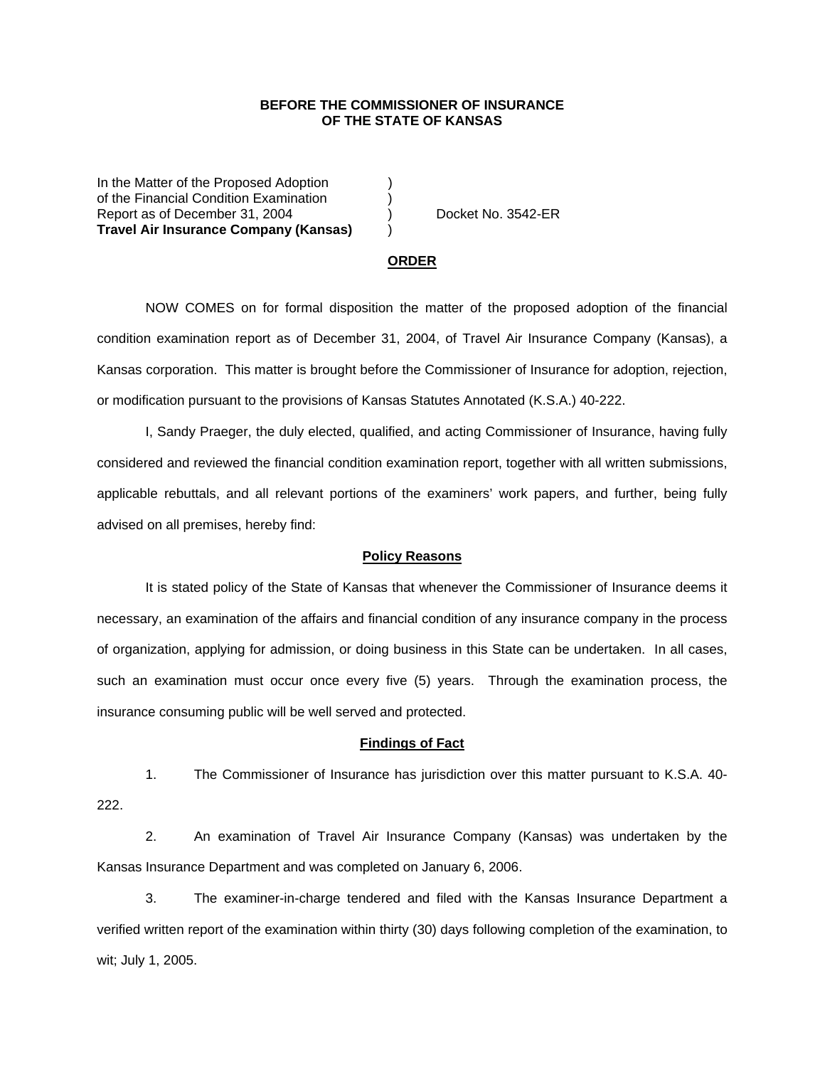**BEFORE THE COMMISSIONER OF INSURANCE**
**OF THE STATE OF KANSAS**

| | | |
|---|---|---|
| In the Matter of the Proposed Adoption | ) | |
| of the Financial Condition Examination | ) | |
| Report as of December 31, 2004 | ) | Docket No. 3542-ER |
| **Travel Air Insurance Company (Kansas)** | ) | |

## ORDER

NOW COMES on for formal disposition the matter of the proposed adoption of the financial condition examination report as of December 31, 2004, of Travel Air Insurance Company (Kansas), a Kansas corporation. This matter is brought before the Commissioner of Insurance for adoption, rejection, or modification pursuant to the provisions of Kansas Statutes Annotated (K.S.A.) 40-222.

I, Sandy Praeger, the duly elected, qualified, and acting Commissioner of Insurance, having fully considered and reviewed the financial condition examination report, together with all written submissions, applicable rebuttals, and all relevant portions of the examiners' work papers, and further, being fully advised on all premises, hereby find:

### Policy Reasons

It is stated policy of the State of Kansas that whenever the Commissioner of Insurance deems it necessary, an examination of the affairs and financial condition of any insurance company in the process of organization, applying for admission, or doing business in this State can be undertaken. In all cases, such an examination must occur once every five (5) years. Through the examination process, the insurance consuming public will be well served and protected.

### Findings of Fact

1. The Commissioner of Insurance has jurisdiction over this matter pursuant to K.S.A. 40-222.

2. An examination of Travel Air Insurance Company (Kansas) was undertaken by the Kansas Insurance Department and was completed on January 6, 2006.

3. The examiner-in-charge tendered and filed with the Kansas Insurance Department a verified written report of the examination within thirty (30) days following completion of the examination, to wit; July 1, 2005.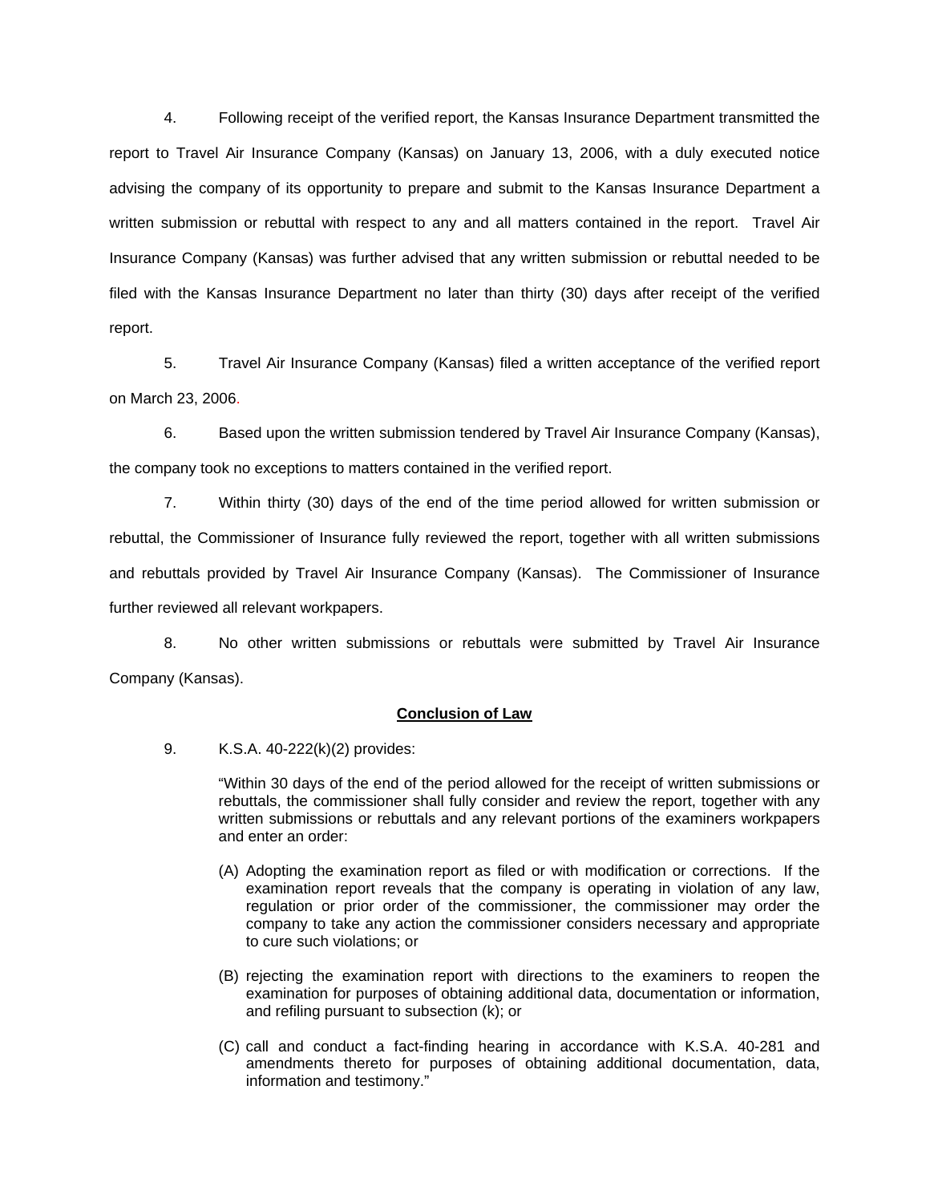4. Following receipt of the verified report, the Kansas Insurance Department transmitted the report to Travel Air Insurance Company (Kansas) on January 13, 2006, with a duly executed notice advising the company of its opportunity to prepare and submit to the Kansas Insurance Department a written submission or rebuttal with respect to any and all matters contained in the report. Travel Air Insurance Company (Kansas) was further advised that any written submission or rebuttal needed to be filed with the Kansas Insurance Department no later than thirty (30) days after receipt of the verified report.

5. Travel Air Insurance Company (Kansas) filed a written acceptance of the verified report on March 23, 2006.

6. Based upon the written submission tendered by Travel Air Insurance Company (Kansas), the company took no exceptions to matters contained in the verified report.

7. Within thirty (30) days of the end of the time period allowed for written submission or rebuttal, the Commissioner of Insurance fully reviewed the report, together with all written submissions and rebuttals provided by Travel Air Insurance Company (Kansas). The Commissioner of Insurance further reviewed all relevant workpapers.

8. No other written submissions or rebuttals were submitted by Travel Air Insurance Company (Kansas).

**Conclusion of Law**

9. K.S.A. 40-222(k)(2) provides:

> "Within 30 days of the end of the period allowed for the receipt of written submissions or rebuttals, the commissioner shall fully consider and review the report, together with any written submissions or rebuttals and any relevant portions of the examiners workpapers and enter an order:
>
> (A) Adopting the examination report as filed or with modification or corrections. If the examination report reveals that the company is operating in violation of any law, regulation or prior order of the commissioner, the commissioner may order the company to take any action the commissioner considers necessary and appropriate to cure such violations; or
>
> (B) rejecting the examination report with directions to the examiners to reopen the examination for purposes of obtaining additional data, documentation or information, and refiling pursuant to subsection (k); or
>
> (C) call and conduct a fact-finding hearing in accordance with K.S.A. 40-281 and amendments thereto for purposes of obtaining additional documentation, data, information and testimony."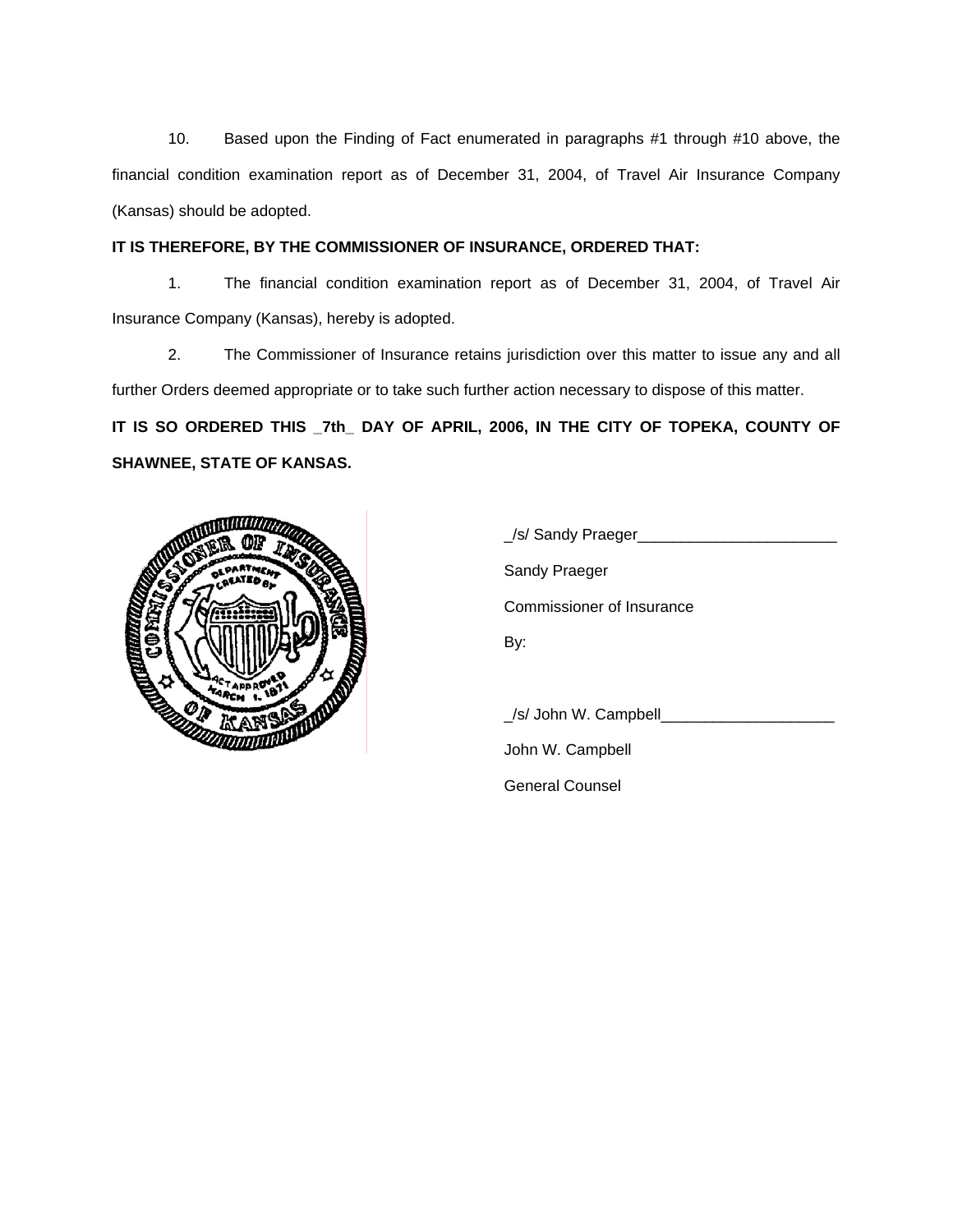10. Based upon the Finding of Fact enumerated in paragraphs #1 through #10 above, the financial condition examination report as of December 31, 2004, of Travel Air Insurance Company (Kansas) should be adopted.

**IT IS THEREFORE, BY THE COMMISSIONER OF INSURANCE, ORDERED THAT:**

1. The financial condition examination report as of December 31, 2004, of Travel Air Insurance Company (Kansas), hereby is adopted.

2. The Commissioner of Insurance retains jurisdiction over this matter to issue any and all further Orders deemed appropriate or to take such further action necessary to dispose of this matter.

**IT IS SO ORDERED THIS _7th_ DAY OF APRIL, 2006, IN THE CITY OF TOPEKA, COUNTY OF SHAWNEE, STATE OF KANSAS.**

_/s/ Sandy Praeger_______________________

Sandy Praeger

Commissioner of Insurance

By:

_/s/ John W. Campbell___________________

John W. Campbell

General Counsel